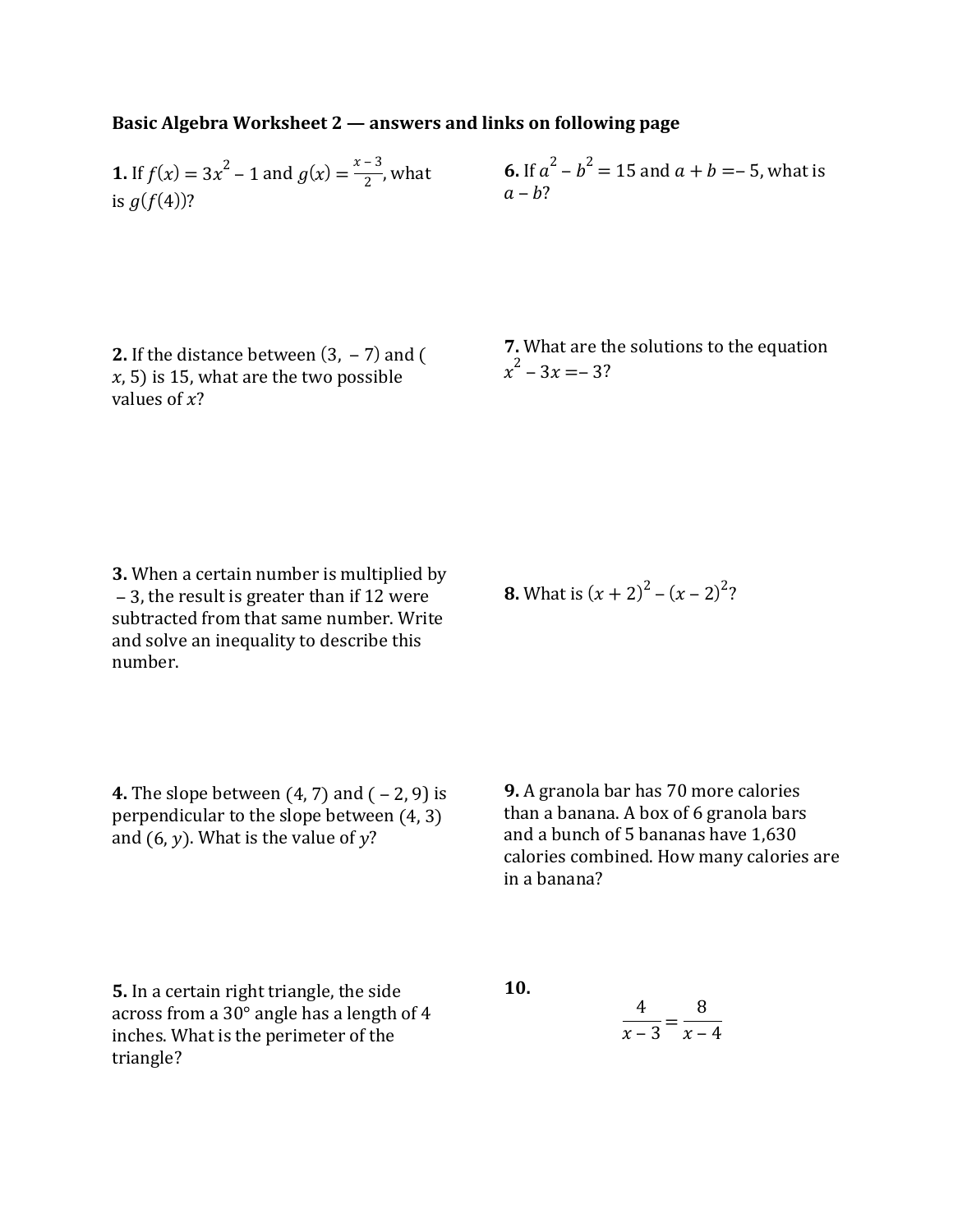**Basic Algebra Worksheet 2 — answers and links on following page**

**1.** If $f(x) = 3x^2 - 1$ and $g(x) = \frac{x-3}{2}$, what is $g(f(4))$?

**2.** If the distance between $(3, -7)$ and $(x, 5)$ is 15, what are the two possible values of $x$?

**3.** When a certain number is multiplied by $-3$, the result is greater than if 12 were subtracted from that same number. Write and solve an inequality to describe this number.

**4.** The slope between $(4, 7)$ and $(-2, 9)$ is perpendicular to the slope between $(4, 3)$ and $(6, y)$. What is the value of $y$?

**5.** In a certain right triangle, the side across from a 30° angle has a length of 4 inches. What is the perimeter of the triangle?

**6.** If $a^2 - b^2 = 15$ and $a + b = -5$, what is $a - b$?

**7.** What are the solutions to the equation $x^2 - 3x = -3$?

**8.** What is $(x + 2)^2 - (x - 2)^2$?

**9.** A granola bar has 70 more calories than a banana. A box of 6 granola bars and a bunch of 5 bananas have 1,630 calories combined. How many calories are in a banana?

**10.**

$$\frac{4}{x-3} = \frac{8}{x-4}$$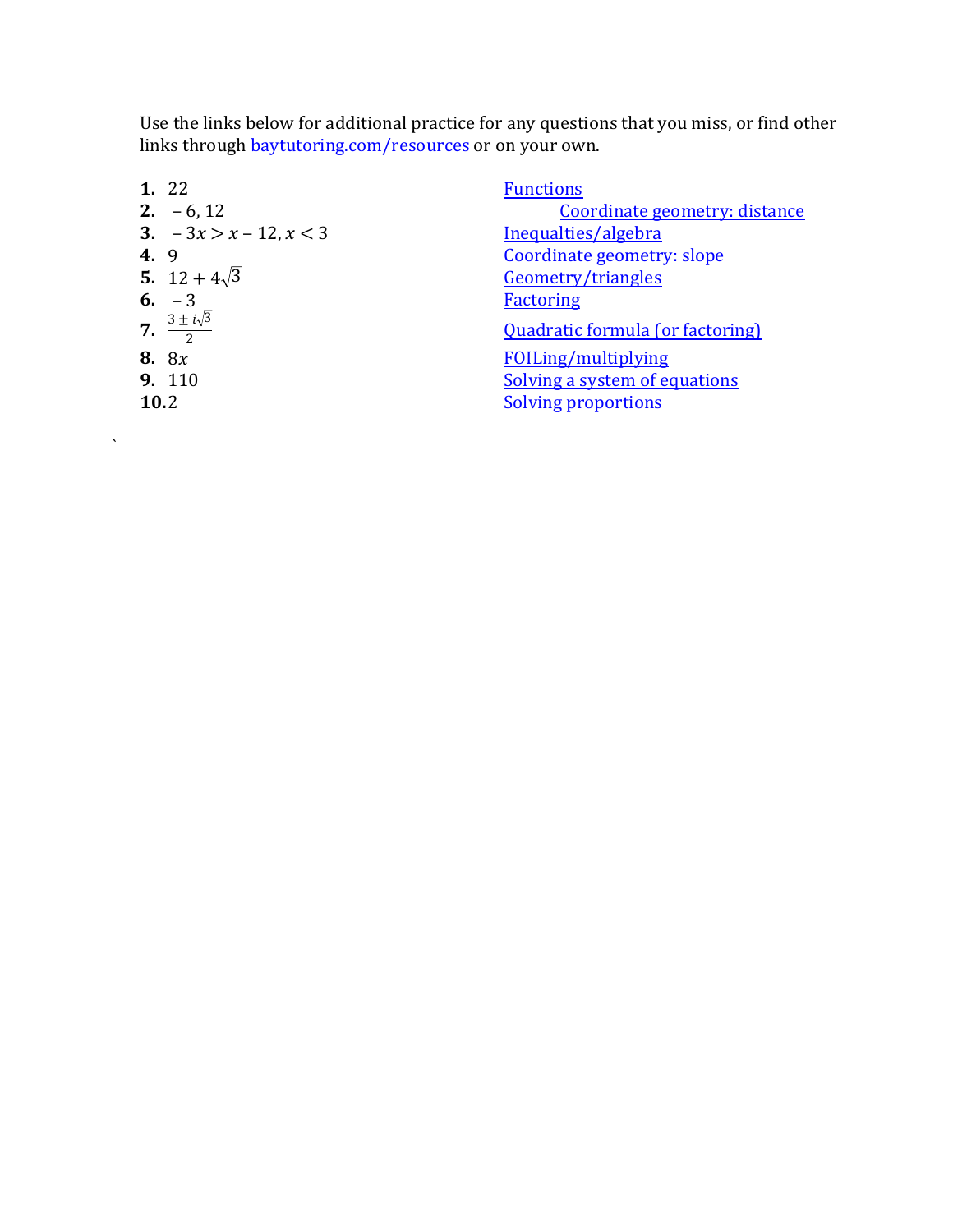Use the links below for additional practice for any questions that you miss, or find other links through baytutoring.com/resources or on your own.

| | |
|---|---|
| **1.** 22 | Functions |
| **2.** $-6, 12$ | Coordinate geometry: distance |
| **3.** $-3x > x - 12, x < 3$ | Inequalties/algebra |
| **4.** 9 | Coordinate geometry: slope |
| **5.** $12 + 4\sqrt{3}$ | Geometry/triangles |
| **6.** $-3$ | Factoring |
| **7.** $\frac{3 \pm i\sqrt{3}}{2}$ | Quadratic formula (or factoring) |
| **8.** $8x$ | FOILing/multiplying |
| **9.** 110 | Solving a system of equations |
| **10.** 2 | Solving proportions |

`